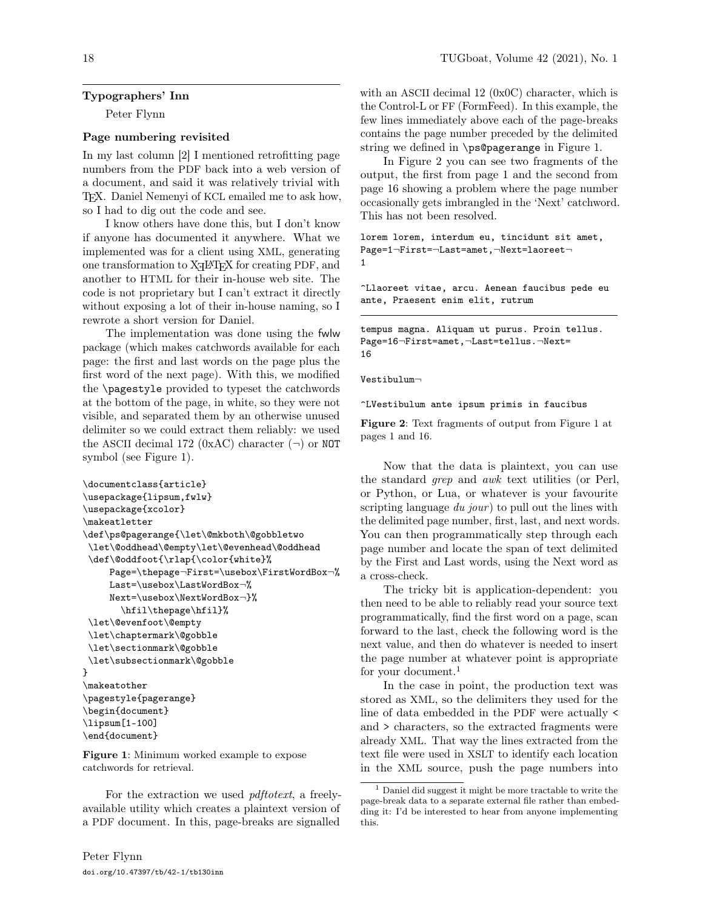## Typographers' Inn

Peter Flynn

### Page numbering revisited

In my last column [2] I mentioned retrofitting page numbers from the PDF back into a web version of a document, and said it was relatively trivial with TeX. Daniel Nemenyi of KCL emailed me to ask how, so I had to dig out the code and see.

I know others have done this, but I don't know if anyone has documented it anywhere. What we implemented was for a client using XML, generating one transformation to XeLaTeX for creating PDF, and another to HTML for their in-house web site. The code is not proprietary but I can't extract it directly without exposing a lot of their in-house naming, so I rewrote a short version for Daniel.

The implementation was done using the fwlw package (which makes catchwords available for each page: the first and last words on the page plus the first word of the next page). With this, we modified the `\pagestyle` provided to typeset the catchwords at the bottom of the page, in white, so they were not visible, and separated them by an otherwise unused delimiter so we could extract them reliably: we used the ASCII decimal 172 (0xAC) character (¬) or NOT symbol (see Figure 1).

```
\documentclass{article}
\usepackage{lipsum,fwlw}
\usepackage{xcolor}
\makeatletter
\def\ps@pagerange{\let\@mkboth\@gobbletwo
 \let\@oddhead\@empty\let\@evenhead\@oddhead
 \def\@oddfoot{\rlap{\color{white}%
     Page=\thepage¬First=\usebox\FirstWordBox¬%
     Last=\usebox\LastWordBox¬%
     Next=\usebox\NextWordBox¬}%
       \hfil\thepage\hfil}%
 \let\@evenfoot\@empty
 \let\chaptermark\@gobble
 \let\sectionmark\@gobble
 \let\subsectionmark\@gobble
}
\makeatother
\pagestyle{pagerange}
\begin{document}
\lipsum[1-100]
\end{document}
```

**Figure 1**: Minimum worked example to expose catchwords for retrieval.

For the extraction we used *pdftotext*, a freely-available utility which creates a plaintext version of a PDF document. In this, page-breaks are signalled with an ASCII decimal 12 (0x0C) character, which is the Control-L or FF (FormFeed). In this example, the few lines immediately above each of the page-breaks contains the page number preceded by the delimited string we defined in `\ps@pagerange` in Figure 1.

In Figure 2 you can see two fragments of the output, the first from page 1 and the second from page 16 showing a problem where the page number occasionally gets imbrangled in the 'Next' catchword. This has not been resolved.

```
lorem lorem, interdum eu, tincidunt sit amet,
Page=1¬First=¬Last=amet,¬Next=laoreet¬
1

^Llaoreet vitae, arcu. Aenean faucibus pede eu
ante, Praesent enim elit, rutrum
```

```
tempus magna. Aliquam ut purus. Proin tellus.
Page=16¬First=amet,¬Last=tellus.¬Next=
16

Vestibulum¬

^LVestibulum ante ipsum primis in faucibus
```

**Figure 2**: Text fragments of output from Figure 1 at pages 1 and 16.

Now that the data is plaintext, you can use the standard *grep* and *awk* text utilities (or Perl, or Python, or Lua, or whatever is your favourite scripting language *du jour*) to pull out the lines with the delimited page number, first, last, and next words. You can then programmatically step through each page number and locate the span of text delimited by the First and Last words, using the Next word as a cross-check.

The tricky bit is application-dependent: you then need to be able to reliably read your source text programmatically, find the first word on a page, scan forward to the last, check the following word is the next value, and then do whatever is needed to insert the page number at whatever point is appropriate for your document.[1]

In the case in point, the production text was stored as XML, so the delimiters they used for the line of data embedded in the PDF were actually `<` and `>` characters, so the extracted fragments were already XML. That way the lines extracted from the text file were used in XSLT to identify each location in the XML source, push the page numbers into

[1] Daniel did suggest it might be more tractable to write the page-break data to a separate external file rather than embedding it: I'd be interested to hear from anyone implementing this.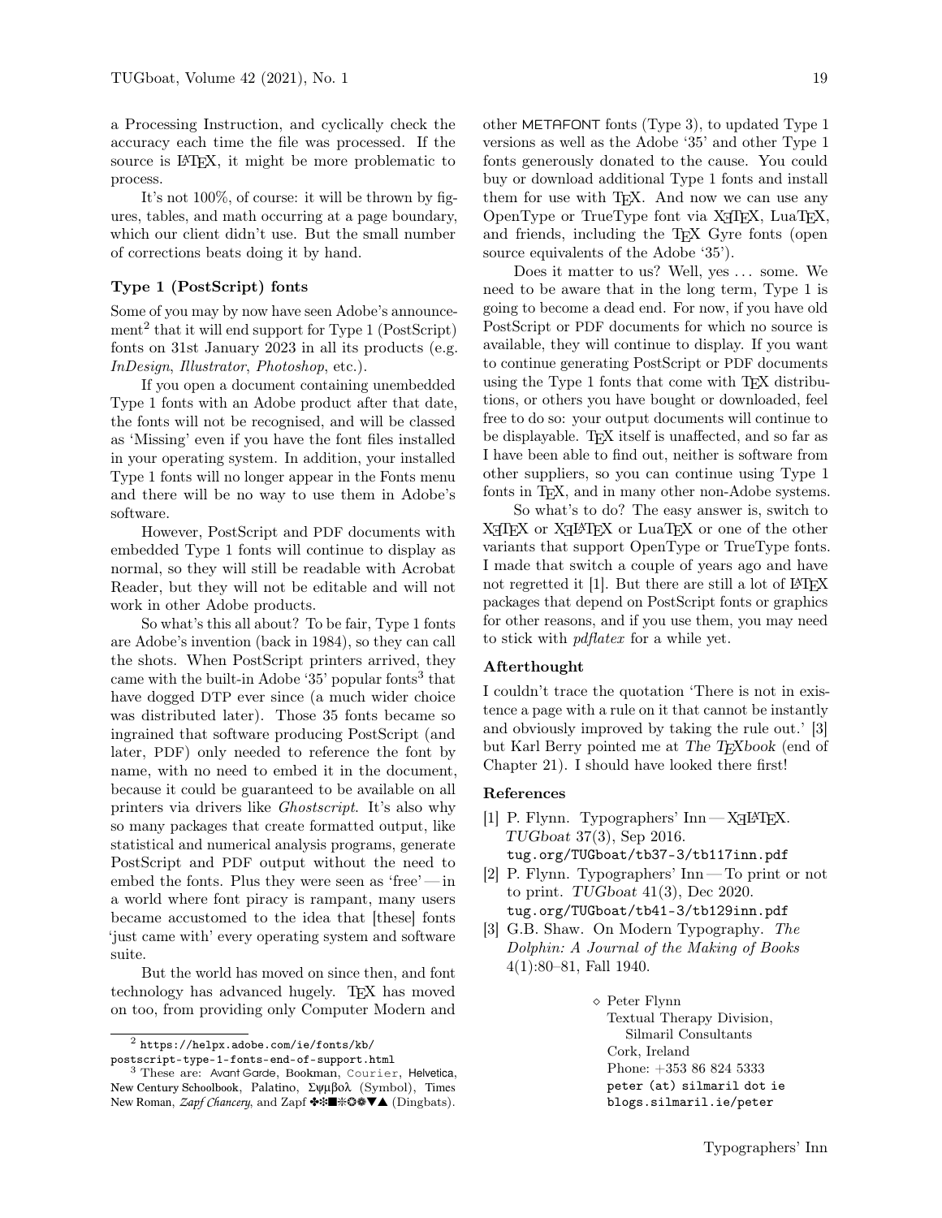a Processing Instruction, and cyclically check the accuracy each time the file was processed. If the source is LaTeX, it might be more problematic to process.

It's not 100%, of course: it will be thrown by figures, tables, and math occurring at a page boundary, which our client didn't use. But the small number of corrections beats doing it by hand.

### Type 1 (PostScript) fonts

Some of you may by now have seen Adobe's announcement[2] that it will end support for Type 1 (PostScript) fonts on 31st January 2023 in all its products (e.g. *InDesign*, *Illustrator*, *Photoshop*, etc.).

If you open a document containing unembedded Type 1 fonts with an Adobe product after that date, the fonts will not be recognised, and will be classed as 'Missing' even if you have the font files installed in your operating system. In addition, your installed Type 1 fonts will no longer appear in the Fonts menu and there will be no way to use them in Adobe's software.

However, PostScript and PDF documents with embedded Type 1 fonts will continue to display as normal, so they will still be readable with Acrobat Reader, but they will not be editable and will not work in other Adobe products.

So what's this all about? To be fair, Type 1 fonts are Adobe's invention (back in 1984), so they can call the shots. When PostScript printers arrived, they came with the built-in Adobe '35' popular fonts[3] that have dogged DTP ever since (a much wider choice was distributed later). Those 35 fonts became so ingrained that software producing PostScript (and later, PDF) only needed to reference the font by name, with no need to embed it in the document, because it could be guaranteed to be available on all printers via drivers like *Ghostscript*. It's also why so many packages that create formatted output, like statistical and numerical analysis programs, generate PostScript and PDF output without the need to embed the fonts. Plus they were seen as 'free' — in a world where font piracy is rampant, many users became accustomed to the idea that [these] fonts 'just came with' every operating system and software suite.

But the world has moved on since then, and font technology has advanced hugely. TeX has moved on too, from providing only Computer Modern and other METAFONT fonts (Type 3), to updated Type 1 versions as well as the Adobe '35' and other Type 1 fonts generously donated to the cause. You could buy or download additional Type 1 fonts and install them for use with TeX. And now we can use any OpenType or TrueType font via XeTeX, LuaTeX, and friends, including the TeX Gyre fonts (open source equivalents of the Adobe '35').

Does it matter to us? Well, yes ... some. We need to be aware that in the long term, Type 1 is going to become a dead end. For now, if you have old PostScript or PDF documents for which no source is available, they will continue to display. If you want to continue generating PostScript or PDF documents using the Type 1 fonts that come with TeX distributions, or others you have bought or downloaded, feel free to do so: your output documents will continue to be displayable. TeX itself is unaffected, and so far as I have been able to find out, neither is software from other suppliers, so you can continue using Type 1 fonts in TeX, and in many other non-Adobe systems.

So what's to do? The easy answer is, switch to XeTeX or XeLaTeX or LuaTeX or one of the other variants that support OpenType or TrueType fonts. I made that switch a couple of years ago and have not regretted it [1]. But there are still a lot of LaTeX packages that depend on PostScript fonts or graphics for other reasons, and if you use them, you may need to stick with *pdflatex* for a while yet.

### Afterthought

I couldn't trace the quotation 'There is not in existence a page with a rule on it that cannot be instantly and obviously improved by taking the rule out.' [3] but Karl Berry pointed me at *The TeXbook* (end of Chapter 21). I should have looked there first!

### References

[1] P. Flynn. Typographers' Inn — XeLaTeX. *TUGboat* 37(3), Sep 2016. `tug.org/TUGboat/tb37-3/tb117inn.pdf`

[2] P. Flynn. Typographers' Inn — To print or not to print. *TUGboat* 41(3), Dec 2020. `tug.org/TUGboat/tb41-3/tb129inn.pdf`

[3] G.B. Shaw. On Modern Typography. *The Dolphin: A Journal of the Making of Books* 4(1):80–81, Fall 1940.

◇ Peter Flynn
Textual Therapy Division,
Silmaril Consultants
Cork, Ireland
Phone: +353 86 824 5333
`peter (at) silmaril dot ie`
`blogs.silmaril.ie/peter`

---

[2] `https://helpx.adobe.com/ie/fonts/kb/postscript-type-1-fonts-end-of-support.html`

[3] These are: Avant Garde, Bookman, Courier, Helvetica, New Century Schoolbook, Palatino, Σψμβολ (Symbol), Times New Roman, *Zapf Chancery*, and Zapf ✤❄■❊✪❁▼▲ (Dingbats).